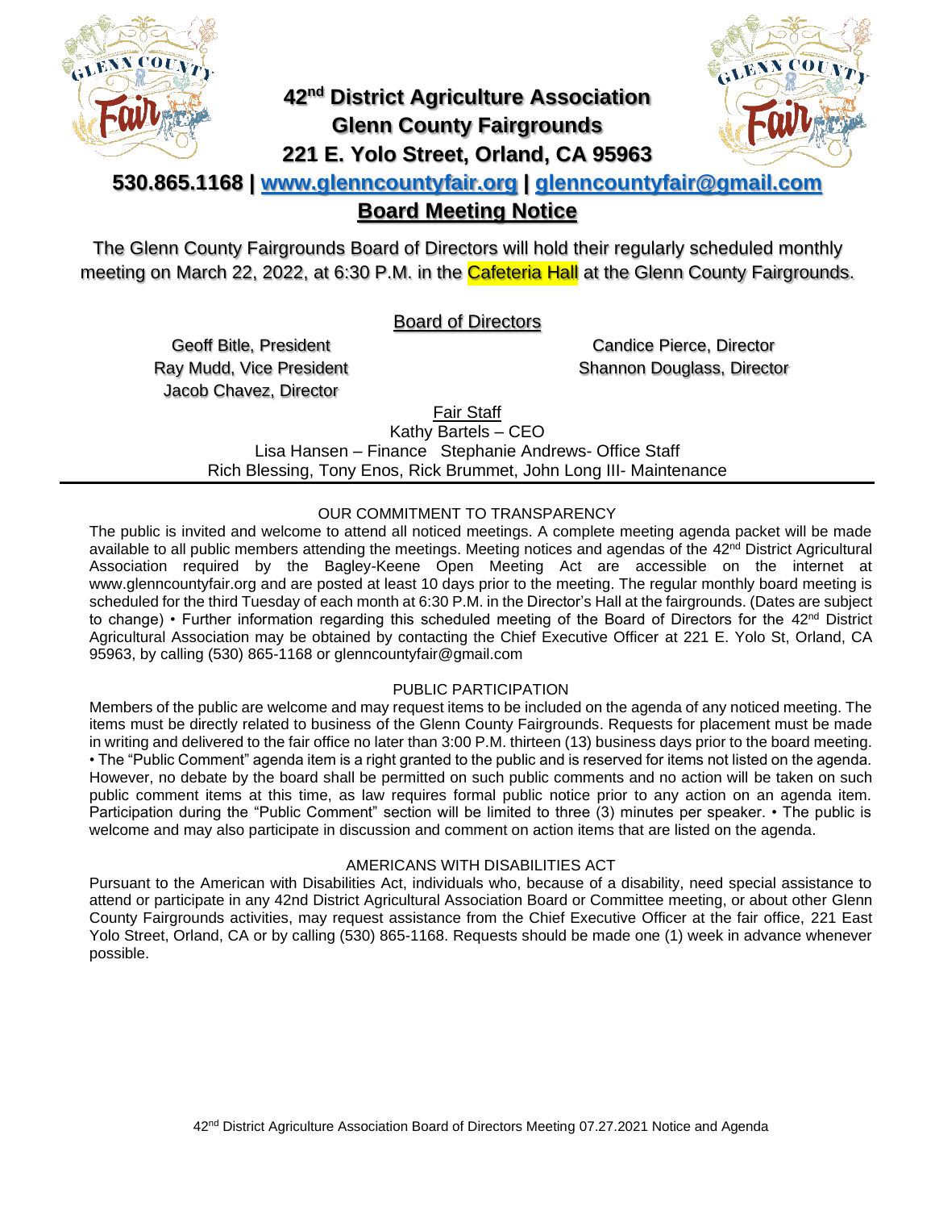# 42nd District Agriculture Association
# Glenn County Fairgrounds
# 221 E. Yolo Street, Orland, CA 95963

**530.865.1168 | www.glenncountyfair.org | glenncountyfair@gmail.com**

## Board Meeting Notice

The Glenn County Fairgrounds Board of Directors will hold their regularly scheduled monthly meeting on March 22, 2022, at 6:30 P.M. in the Cafeteria Hall at the Glenn County Fairgrounds.

### Board of Directors

Geoff Bitle, President
Ray Mudd, Vice President
Jacob Chavez, Director
Candice Pierce, Director
Shannon Douglass, Director

### Fair Staff

Kathy Bartels – CEO
Lisa Hansen – Finance   Stephanie Andrews- Office Staff
Rich Blessing, Tony Enos, Rick Brummet, John Long III- Maintenance

---

#### OUR COMMITMENT TO TRANSPARENCY

The public is invited and welcome to attend all noticed meetings. A complete meeting agenda packet will be made available to all public members attending the meetings. Meeting notices and agendas of the 42nd District Agricultural Association required by the Bagley-Keene Open Meeting Act are accessible on the internet at www.glenncountyfair.org and are posted at least 10 days prior to the meeting. The regular monthly board meeting is scheduled for the third Tuesday of each month at 6:30 P.M. in the Director's Hall at the fairgrounds. (Dates are subject to change) • Further information regarding this scheduled meeting of the Board of Directors for the 42nd District Agricultural Association may be obtained by contacting the Chief Executive Officer at 221 E. Yolo St, Orland, CA 95963, by calling (530) 865-1168 or glenncountyfair@gmail.com

#### PUBLIC PARTICIPATION

Members of the public are welcome and may request items to be included on the agenda of any noticed meeting. The items must be directly related to business of the Glenn County Fairgrounds. Requests for placement must be made in writing and delivered to the fair office no later than 3:00 P.M. thirteen (13) business days prior to the board meeting. • The "Public Comment" agenda item is a right granted to the public and is reserved for items not listed on the agenda. However, no debate by the board shall be permitted on such public comments and no action will be taken on such public comment items at this time, as law requires formal public notice prior to any action on an agenda item. Participation during the "Public Comment" section will be limited to three (3) minutes per speaker. • The public is welcome and may also participate in discussion and comment on action items that are listed on the agenda.

#### AMERICANS WITH DISABILITIES ACT

Pursuant to the American with Disabilities Act, individuals who, because of a disability, need special assistance to attend or participate in any 42nd District Agricultural Association Board or Committee meeting, or about other Glenn County Fairgrounds activities, may request assistance from the Chief Executive Officer at the fair office, 221 East Yolo Street, Orland, CA or by calling (530) 865-1168. Requests should be made one (1) week in advance whenever possible.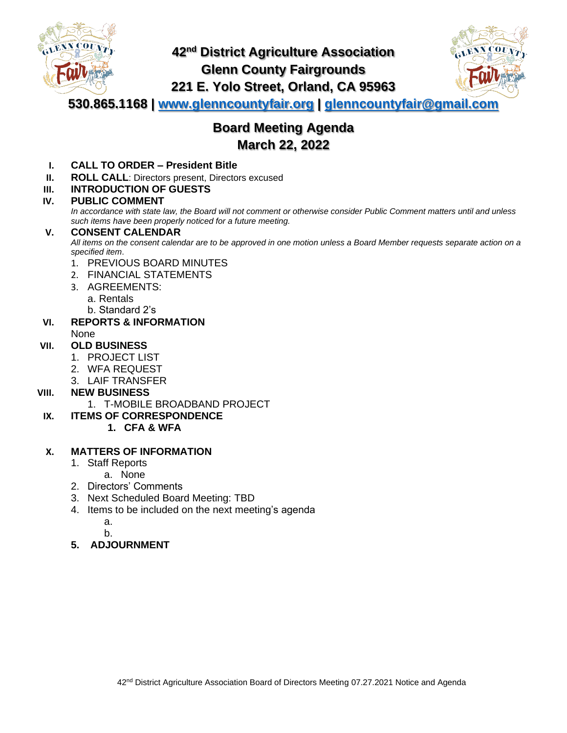# 42nd District Agriculture Association

## Glenn County Fairgrounds

## 221 E. Yolo Street, Orland, CA 95963

**530.865.1168 | www.glenncountyfair.org | glenncountyfair@gmail.com**

## Board Meeting Agenda

## March 22, 2022

I. **CALL TO ORDER – President Bitle**

II. **ROLL CALL**: Directors present, Directors excused

III. **INTRODUCTION OF GUESTS**

IV. **PUBLIC COMMENT**

*In accordance with state law, the Board will not comment or otherwise consider Public Comment matters until and unless such items have been properly noticed for a future meeting.*

V. **CONSENT CALENDAR**

*All items on the consent calendar are to be approved in one motion unless a Board Member requests separate action on a specified item*.

1. PREVIOUS BOARD MINUTES
2. FINANCIAL STATEMENTS
3. AGREEMENTS:
   a. Rentals
   b. Standard 2's

VI. **REPORTS & INFORMATION**

None

VII. **OLD BUSINESS**

1. PROJECT LIST
2. WFA REQUEST
3. LAIF TRANSFER

VIII. **NEW BUSINESS**

1. T-MOBILE BROADBAND PROJECT

IX. **ITEMS OF CORRESPONDENCE**

1. **CFA & WFA**

X. **MATTERS OF INFORMATION**

1. Staff Reports
   a. None
2. Directors' Comments
3. Next Scheduled Board Meeting: TBD
4. Items to be included on the next meeting's agenda
   a.
   b.
5. **ADJOURNMENT**

42nd District Agriculture Association Board of Directors Meeting 07.27.2021 Notice and Agenda